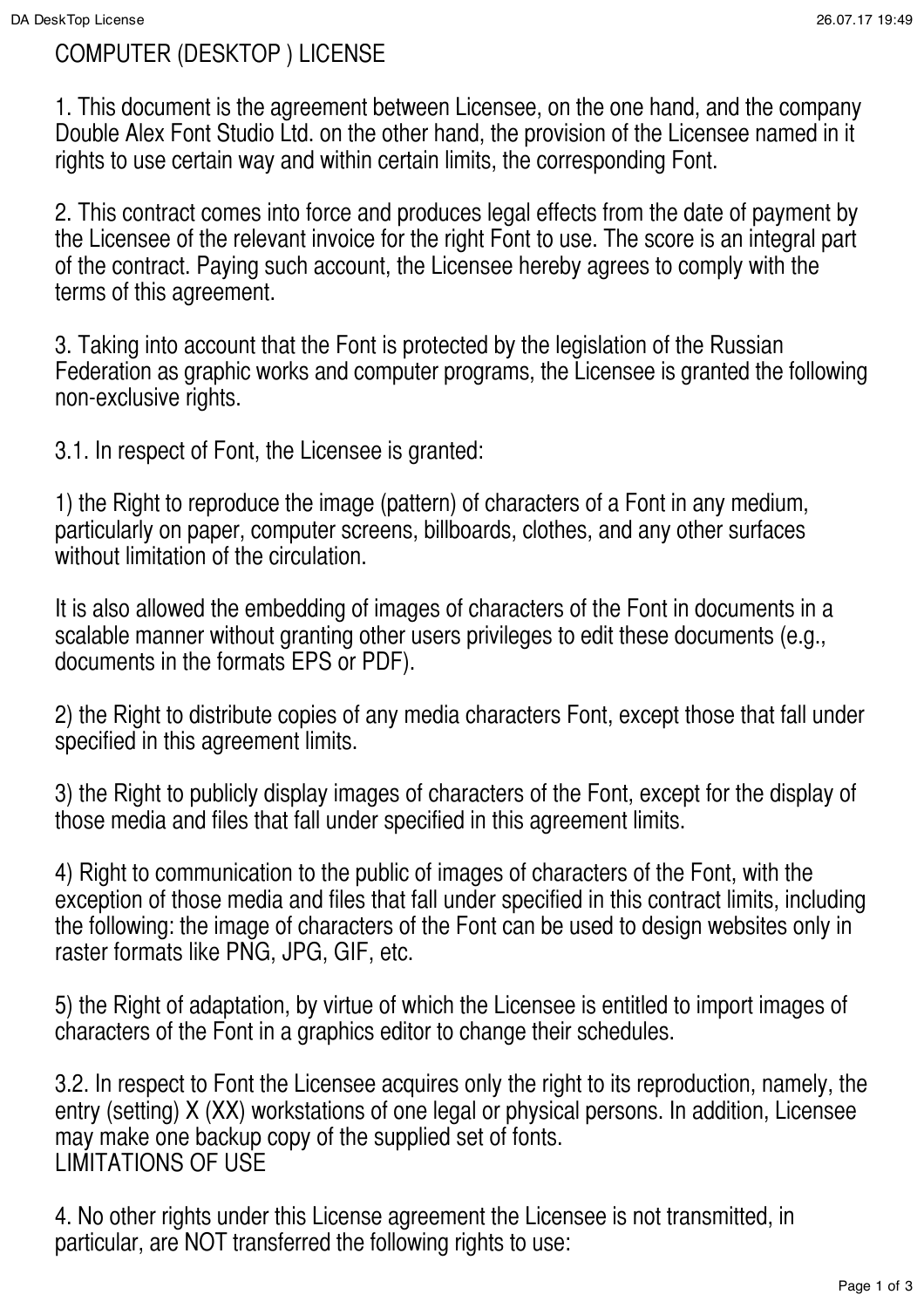# COMPUTER (DESKTOP ) LICENSE

1. This document is the agreement between Licensee, on the one hand, and the company Double Alex Font Studio Ltd. on the other hand, the provision of the Licensee named in it rights to use certain way and within certain limits, the corresponding Font.

2. This contract comes into force and produces legal effects from the date of payment by the Licensee of the relevant invoice for the right Font to use. The score is an integral part of the contract. Paying such account, the Licensee hereby agrees to comply with the terms of this agreement.

3. Taking into account that the Font is protected by the legislation of the Russian Federation as graphic works and computer programs, the Licensee is granted the following non-exclusive rights.

3.1. In respect of Font, the Licensee is granted:

1) the Right to reproduce the image (pattern) of characters of a Font in any medium, particularly on paper, computer screens, billboards, clothes, and any other surfaces without limitation of the circulation.

It is also allowed the embedding of images of characters of the Font in documents in a scalable manner without granting other users privileges to edit these documents (e.g., documents in the formats EPS or PDF).

2) the Right to distribute copies of any media characters Font, except those that fall under specified in this agreement limits.

3) the Right to publicly display images of characters of the Font, except for the display of those media and files that fall under specified in this agreement limits.

4) Right to communication to the public of images of characters of the Font, with the exception of those media and files that fall under specified in this contract limits, including the following: the image of characters of the Font can be used to design websites only in raster formats like PNG, JPG, GIF, etc.

5) the Right of adaptation, by virtue of which the Licensee is entitled to import images of characters of the Font in a graphics editor to change their schedules.

3.2. In respect to Font the Licensee acquires only the right to its reproduction, namely, the entry (setting) X (XX) workstations of one legal or physical persons. In addition, Licensee may make one backup copy of the supplied set of fonts.

## LIMITATIONS OF USE

4. No other rights under this License agreement the Licensee is not transmitted, in particular, are NOT transferred the following rights to use: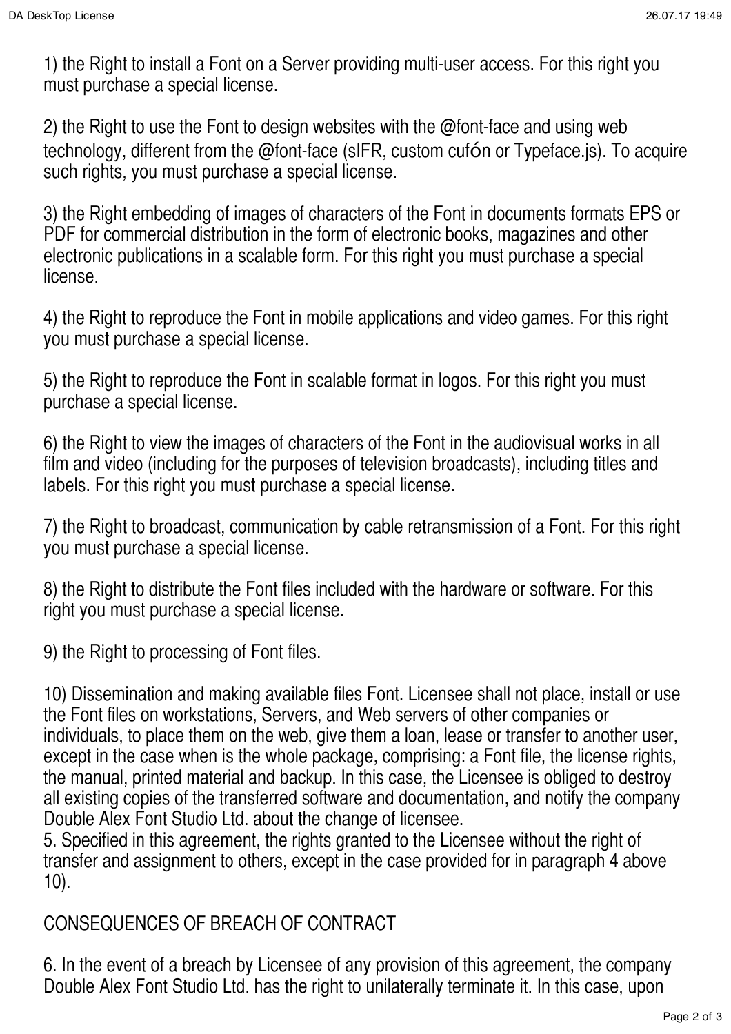1) the Right to install a Font on a Server providing multi-user access. For this right you must purchase a special license.

2) the Right to use the Font to design websites with the @font-face and using web technology, different from the @font-face (sIFR, custom cufón or Typeface.js). To acquire such rights, you must purchase a special license.

3) the Right embedding of images of characters of the Font in documents formats EPS or PDF for commercial distribution in the form of electronic books, magazines and other electronic publications in a scalable form. For this right you must purchase a special license.

4) the Right to reproduce the Font in mobile applications and video games. For this right you must purchase a special license.

5) the Right to reproduce the Font in scalable format in logos. For this right you must purchase a special license.

6) the Right to view the images of characters of the Font in the audiovisual works in all film and video (including for the purposes of television broadcasts), including titles and labels. For this right you must purchase a special license.

7) the Right to broadcast, communication by cable retransmission of a Font. For this right you must purchase a special license.

8) the Right to distribute the Font files included with the hardware or software. For this right you must purchase a special license.

9) the Right to processing of Font files.

10) Dissemination and making available files Font. Licensee shall not place, install or use the Font files on workstations, Servers, and Web servers of other companies or individuals, to place them on the web, give them a loan, lease or transfer to another user, except in the case when is the whole package, comprising: a Font file, the license rights, the manual, printed material and backup. In this case, the Licensee is obliged to destroy all existing copies of the transferred software and documentation, and notify the company Double Alex Font Studio Ltd. about the change of licensee.

5. Specified in this agreement, the rights granted to the Licensee without the right of transfer and assignment to others, except in the case provided for in paragraph 4 above 10).

CONSEQUENCES OF BREACH OF CONTRACT

6. In the event of a breach by Licensee of any provision of this agreement, the company Double Alex Font Studio Ltd. has the right to unilaterally terminate it. In this case, upon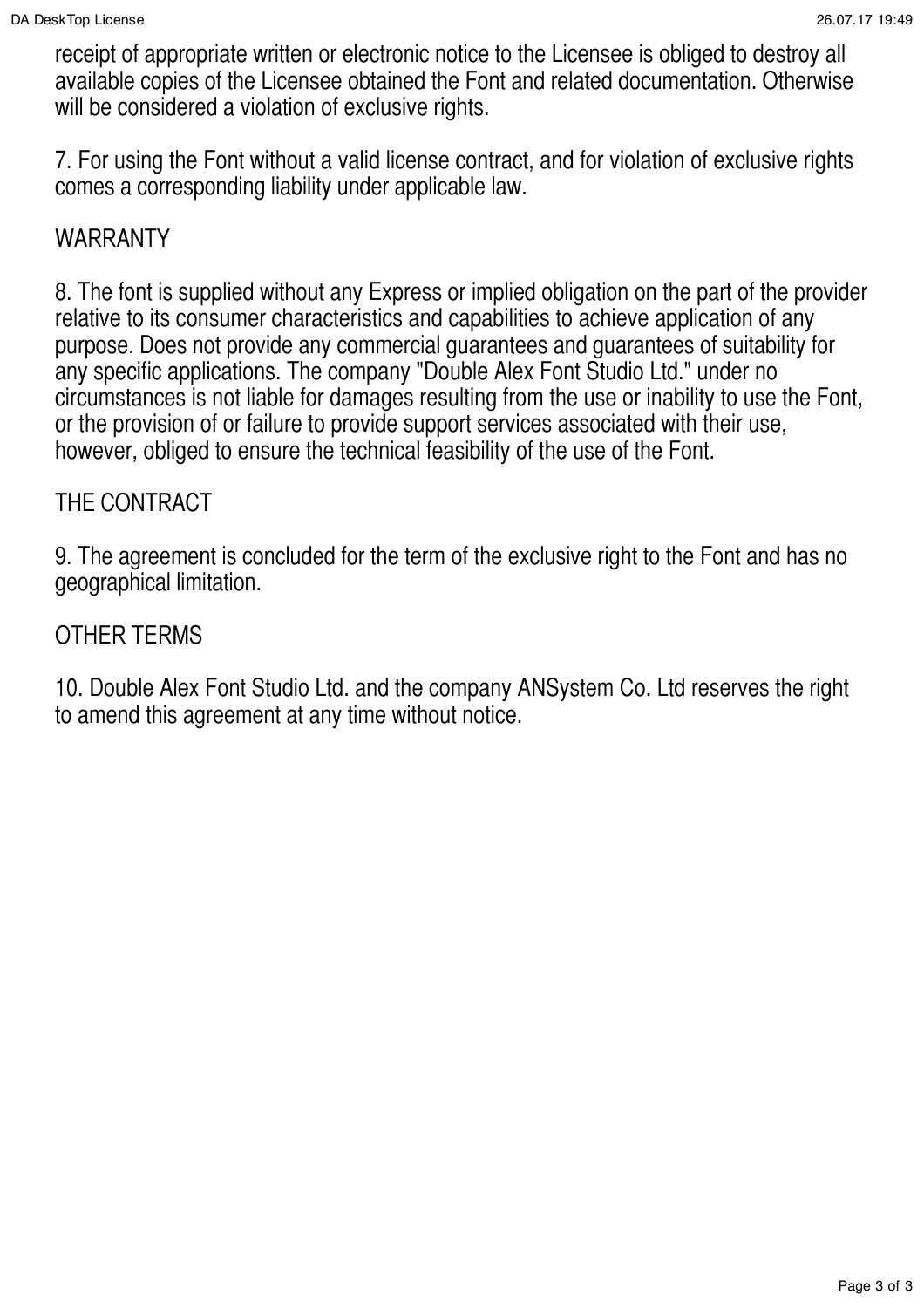receipt of appropriate written or electronic notice to the Licensee is obliged to destroy all available copies of the Licensee obtained the Font and related documentation. Otherwise will be considered a violation of exclusive rights.

7. For using the Font without a valid license contract, and for violation of exclusive rights comes a corresponding liability under applicable law.

## WARRANTY

8. The font is supplied without any Express or implied obligation on the part of the provider relative to its consumer characteristics and capabilities to achieve application of any purpose. Does not provide any commercial guarantees and guarantees of suitability for any specific applications. The company "Double Alex Font Studio Ltd." under no circumstances is not liable for damages resulting from the use or inability to use the Font, or the provision of or failure to provide support services associated with their use, however, obliged to ensure the technical feasibility of the use of the Font.

## THE CONTRACT

9. The agreement is concluded for the term of the exclusive right to the Font and has no geographical limitation.

## OTHER TERMS

10. Double Alex Font Studio Ltd. and the company ANSystem Co. Ltd reserves the right to amend this agreement at any time without notice.